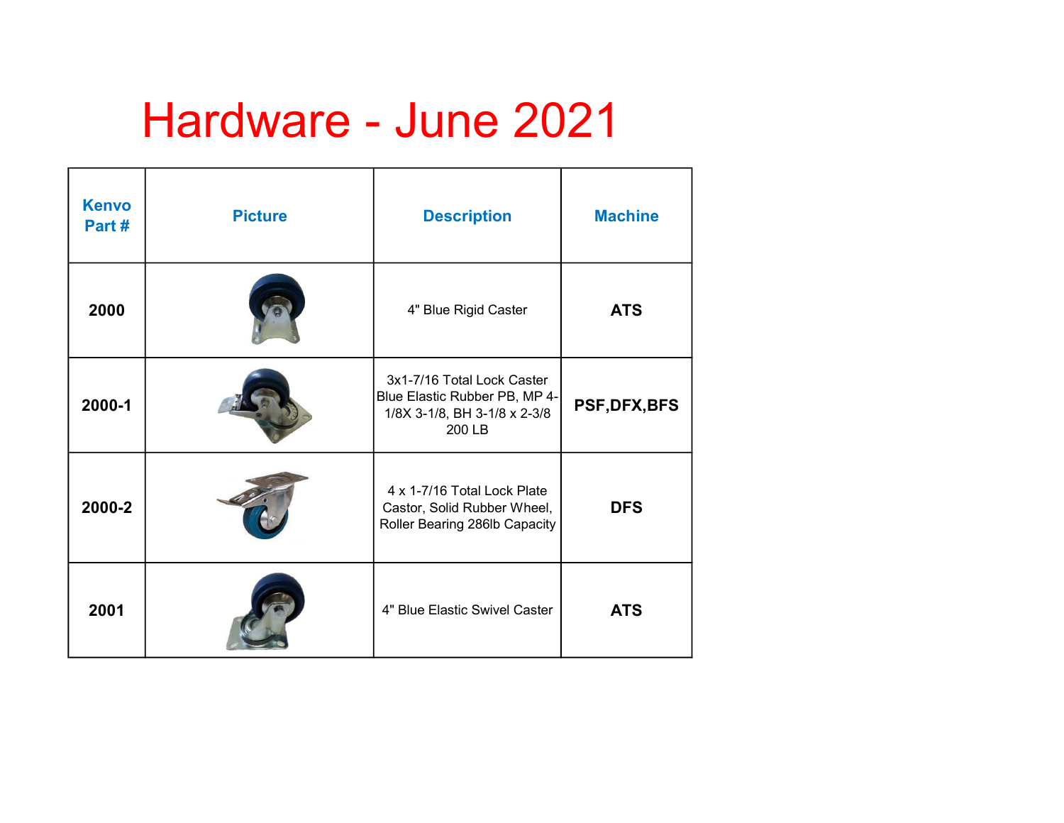# Hardware - June 2021

| Kenvo Part # | Picture | Description | Machine |
|---|---|---|---|
| **2000** | | 4" Blue Rigid Caster | **ATS** |
| **2000-1** | | 3x1-7/16 Total Lock Caster Blue Elastic Rubber PB, MP 4-1/8X 3-1/8, BH 3-1/8 x 2-3/8 200 LB | **PSF,DFX,BFS** |
| **2000-2** | | 4 x 1-7/16 Total Lock Plate Castor, Solid Rubber Wheel, Roller Bearing 286lb Capacity | **DFS** |
| **2001** | | 4" Blue Elastic Swivel Caster | **ATS** |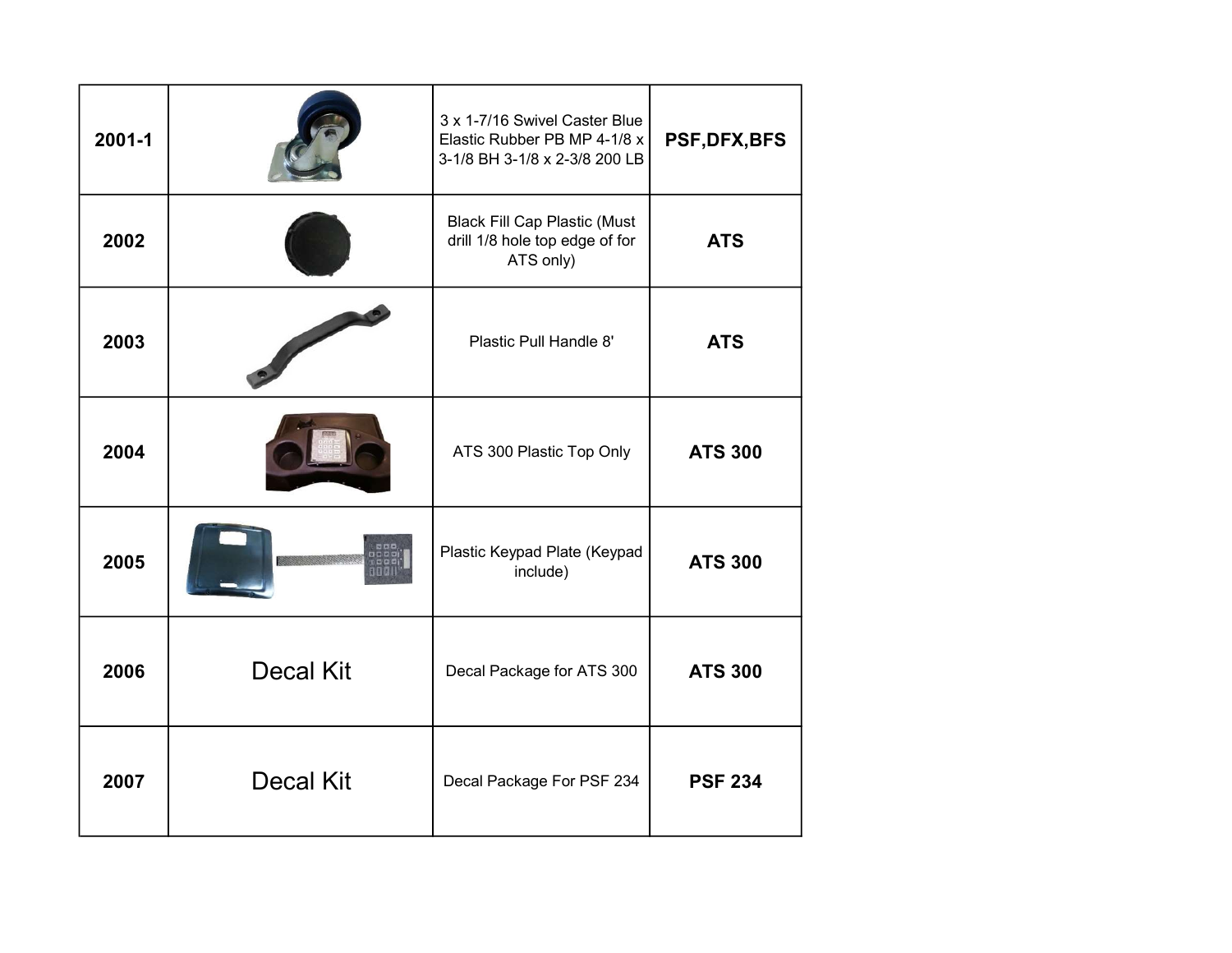| 2001-1 | | 3 x 1-7/16 Swivel Caster Blue Elastic Rubber PB MP 4-1/8 x 3-1/8 BH 3-1/8 x 2-3/8 200 LB | **PSF,DFX,BFS** |
|---|---|---|---|
| **2002** | | Black Fill Cap Plastic (Must drill 1/8 hole top edge of for ATS only) | **ATS** |
| **2003** | | Plastic Pull Handle 8' | **ATS** |
| **2004** | | ATS 300 Plastic Top Only | **ATS 300** |
| **2005** | | Plastic Keypad Plate (Keypad include) | **ATS 300** |
| **2006** | Decal Kit | Decal Package for ATS 300 | **ATS 300** |
| **2007** | Decal Kit | Decal Package For PSF 234 | **PSF 234** |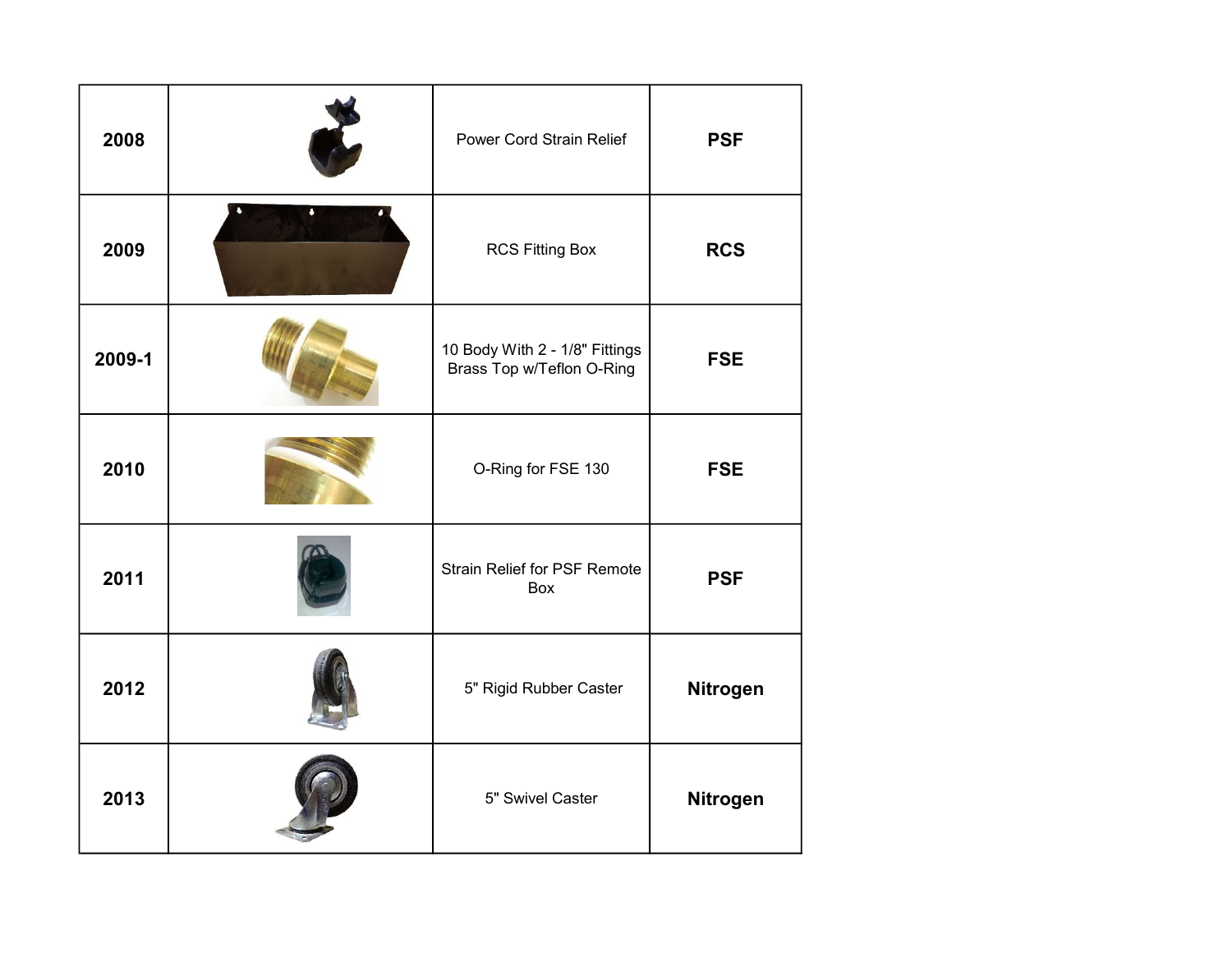| | | | |
|---|---|---|---|
| 2008 | | Power Cord Strain Relief | PSF |
| 2009 | | RCS Fitting Box | RCS |
| 2009-1 | | 10 Body With 2 - 1/8" Fittings Brass Top w/Teflon O-Ring | FSE |
| 2010 | | O-Ring for FSE 130 | FSE |
| 2011 | | Strain Relief for PSF Remote Box | PSF |
| 2012 | | 5" Rigid Rubber Caster | Nitrogen |
| 2013 | | 5" Swivel Caster | Nitrogen |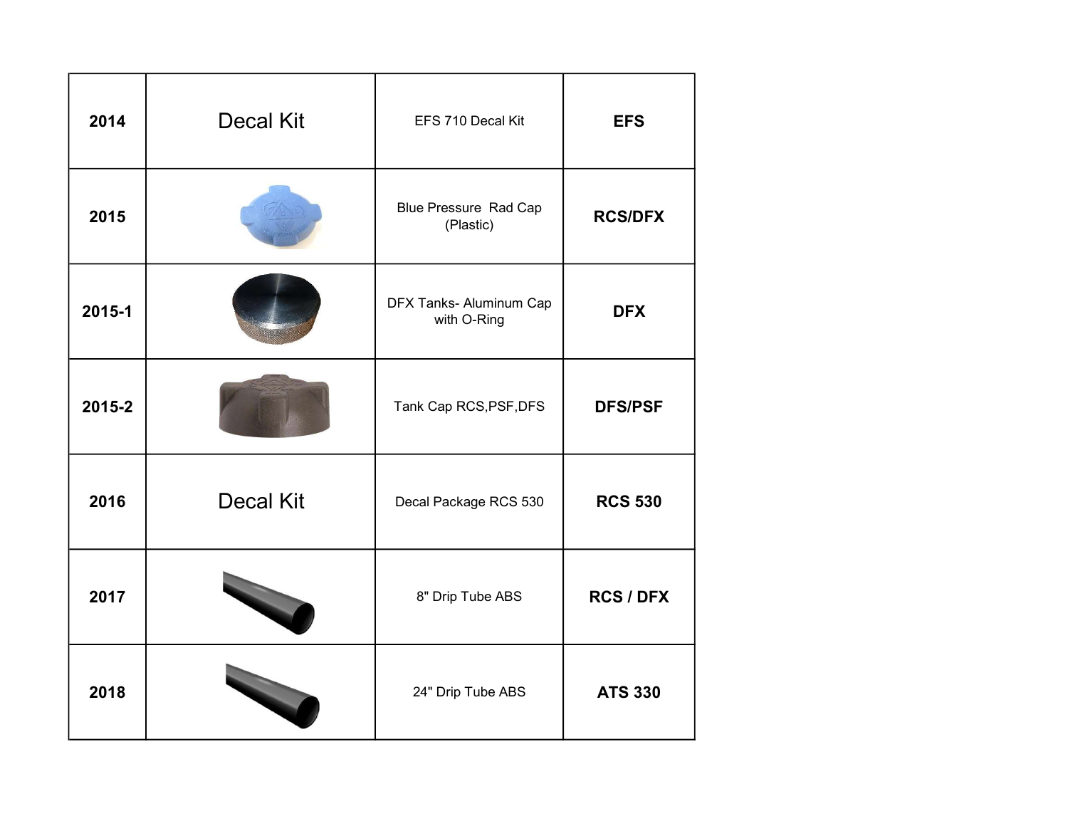| 2014 | Decal Kit | EFS 710 Decal Kit | **EFS** |
|---|---|---|---|
| **2015** | | Blue Pressure Rad Cap (Plastic) | **RCS/DFX** |
| **2015-1** | | DFX Tanks- Aluminum Cap with O-Ring | **DFX** |
| **2015-2** | | Tank Cap RCS,PSF,DFS | **DFS/PSF** |
| **2016** | Decal Kit | Decal Package RCS 530 | **RCS 530** |
| **2017** | | 8" Drip Tube ABS | **RCS / DFX** |
| **2018** | | 24" Drip Tube ABS | **ATS 330** |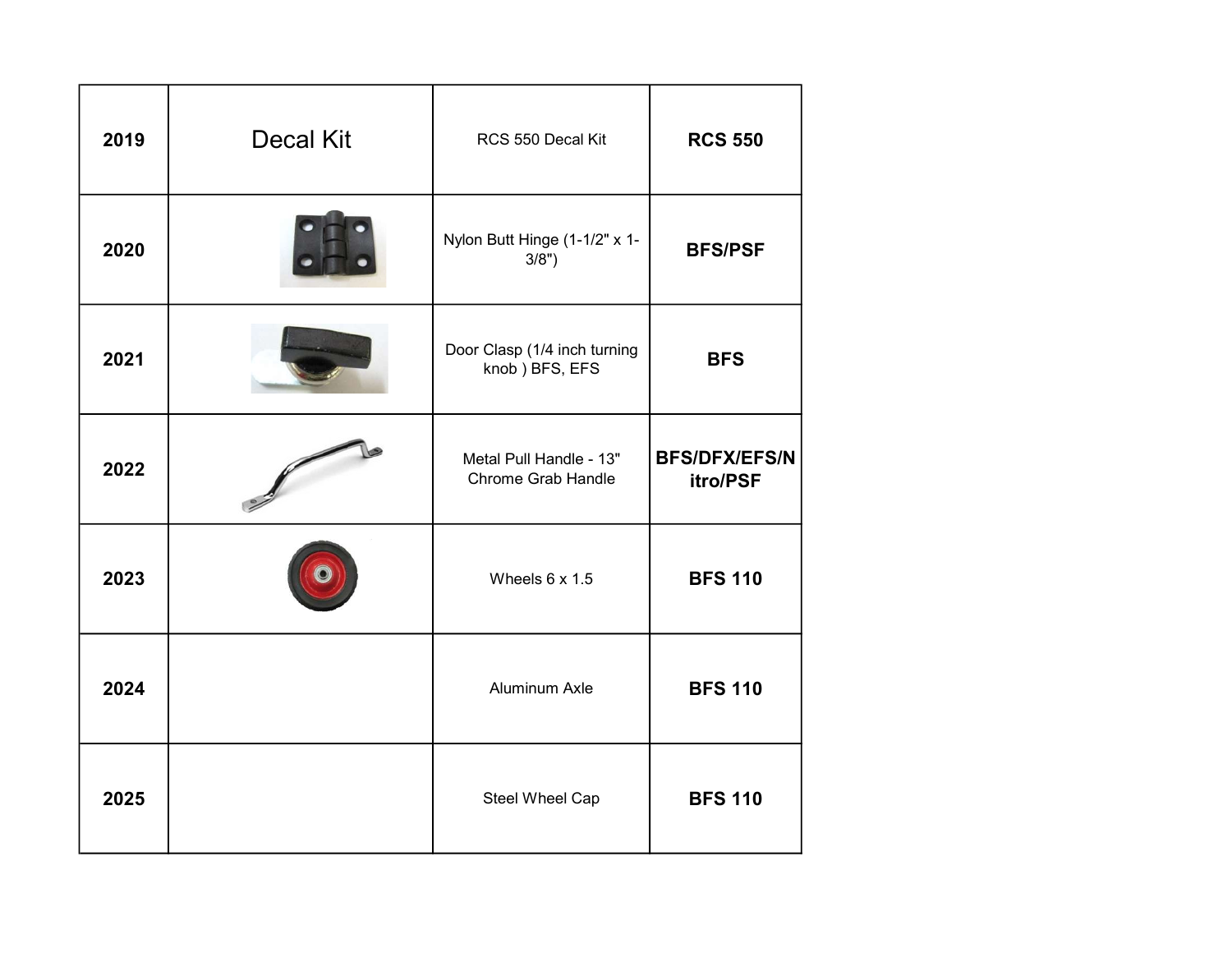| 2019 | Decal Kit | RCS 550 Decal Kit | **RCS 550** |
|---|---|---|---|
| 2020 | | Nylon Butt Hinge (1-1/2" x 1-3/8") | **BFS/PSF** |
| 2021 | | Door Clasp (1/4 inch turning knob ) BFS, EFS | **BFS** |
| 2022 | | Metal Pull Handle - 13" Chrome Grab Handle | **BFS/DFX/EFS/Nitro/PSF** |
| 2023 | | Wheels 6 x 1.5 | **BFS 110** |
| 2024 | | Aluminum Axle | **BFS 110** |
| 2025 | | Steel Wheel Cap | **BFS 110** |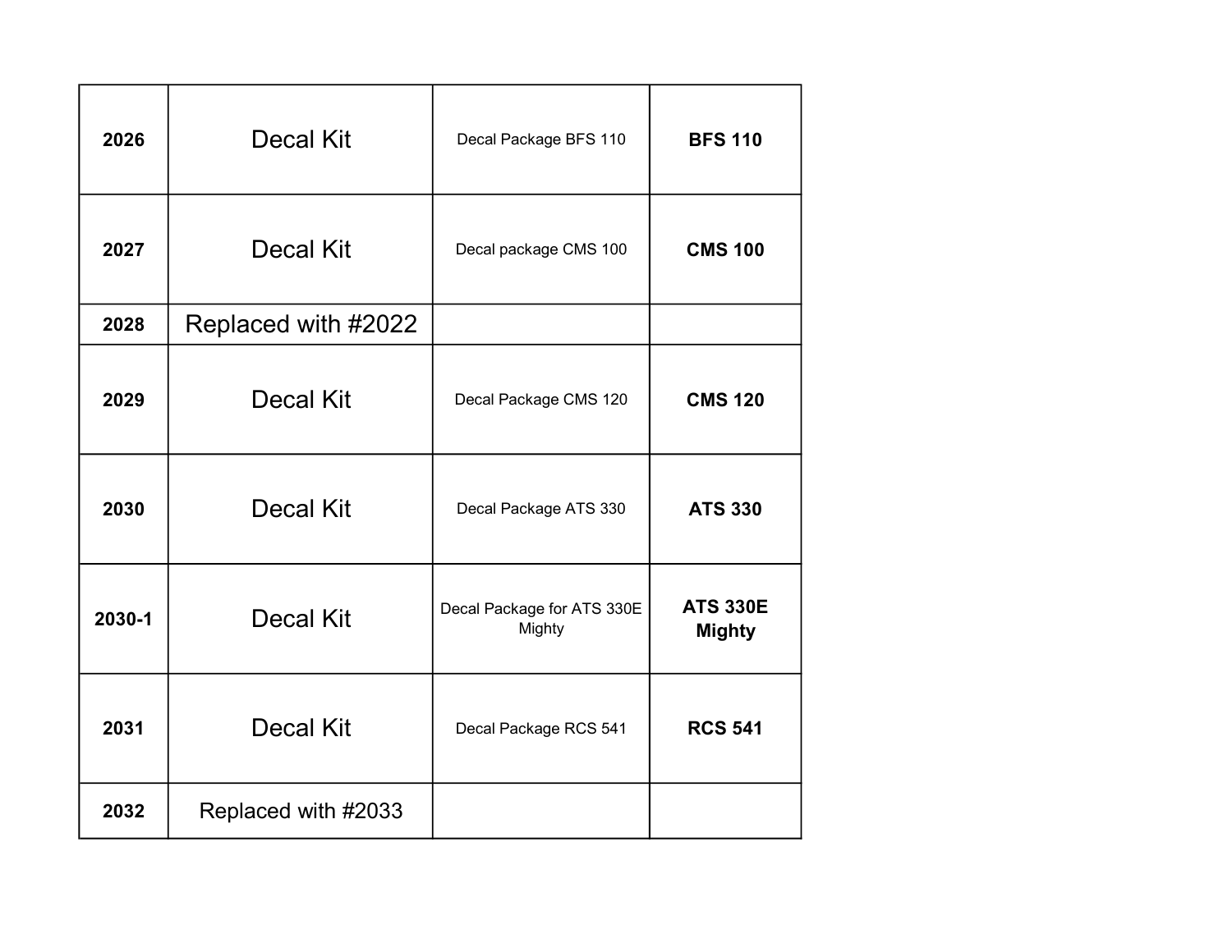| | | | |
|---|---|---|---|
| **2026** | Decal Kit | Decal Package BFS 110 | **BFS 110** |
| **2027** | Decal Kit | Decal package CMS 100 | **CMS 100** |
| **2028** | Replaced with #2022 | | |
| **2029** | Decal Kit | Decal Package CMS 120 | **CMS 120** |
| **2030** | Decal Kit | Decal Package ATS 330 | **ATS 330** |
| **2030-1** | Decal Kit | Decal Package for ATS 330E Mighty | **ATS 330E Mighty** |
| **2031** | Decal Kit | Decal Package RCS 541 | **RCS 541** |
| **2032** | Replaced with #2033 | | |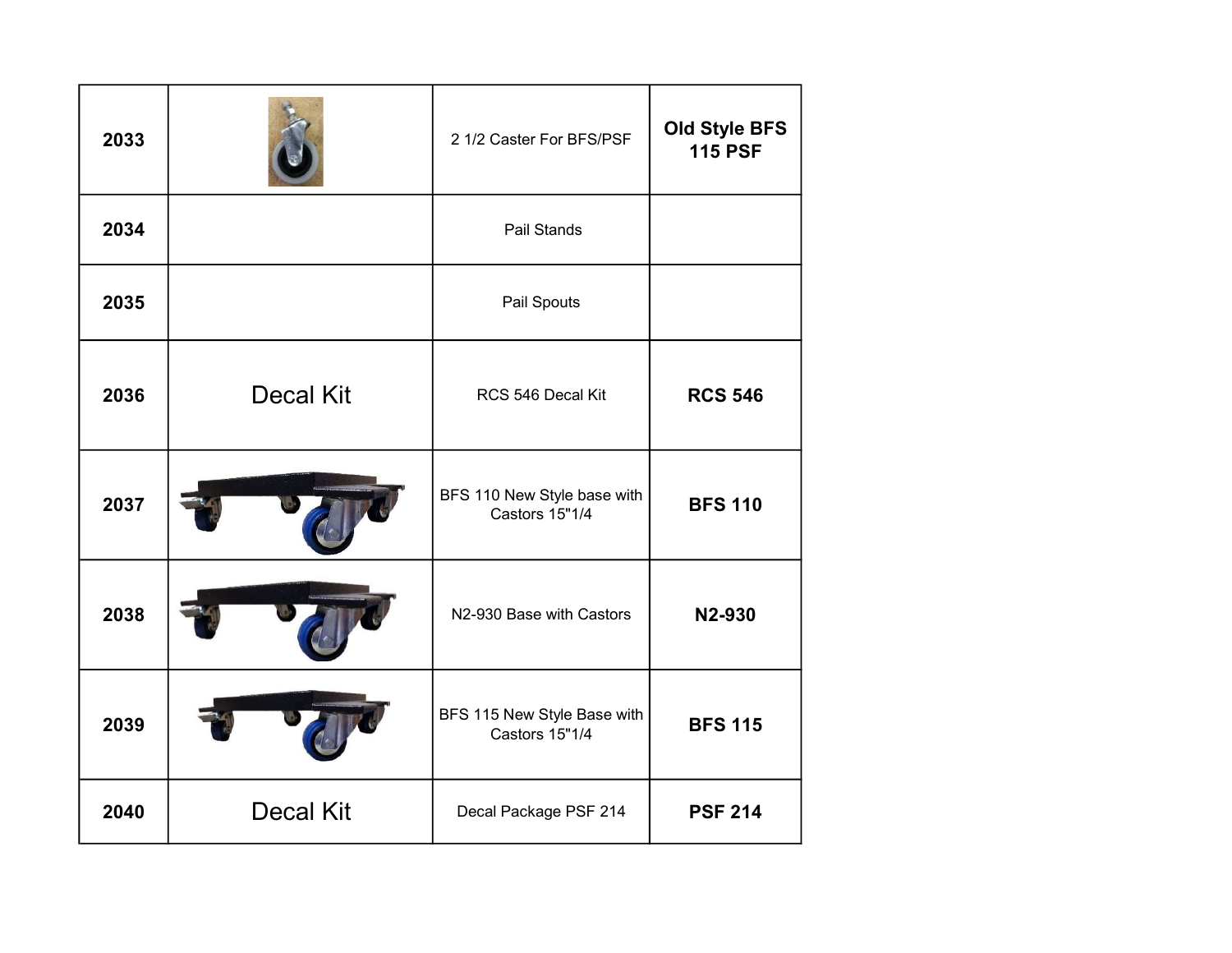| | | | |
|---|---|---|---|
| **2033** | | 2 1/2 Caster For BFS/PSF | **Old Style BFS 115 PSF** |
| **2034** | | Pail Stands | |
| **2035** | | Pail Spouts | |
| **2036** | Decal Kit | RCS 546 Decal Kit | **RCS 546** |
| **2037** | | BFS 110 New Style base with Castors 15"1/4 | **BFS 110** |
| **2038** | | N2-930 Base with Castors | **N2-930** |
| **2039** | | BFS 115 New Style Base with Castors 15"1/4 | **BFS 115** |
| **2040** | Decal Kit | Decal Package PSF 214 | **PSF 214** |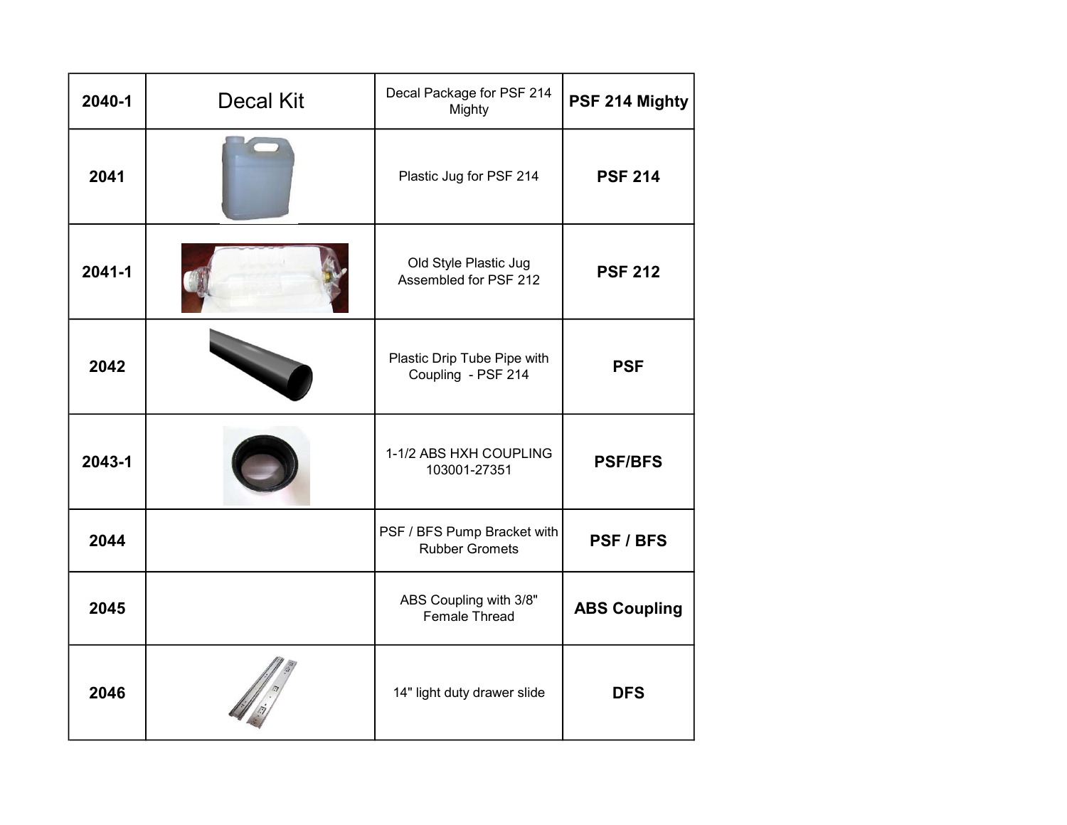| 2040-1 | Decal Kit | Decal Package for PSF 214 Mighty | **PSF 214 Mighty** |
|---|---|---|---|
| **2041** | | Plastic Jug for PSF 214 | **PSF 214** |
| **2041-1** | | Old Style Plastic Jug Assembled for PSF 212 | **PSF 212** |
| **2042** | | Plastic Drip Tube Pipe with Coupling - PSF 214 | **PSF** |
| **2043-1** | | 1-1/2 ABS HXH COUPLING 103001-27351 | **PSF/BFS** |
| **2044** | | PSF / BFS Pump Bracket with Rubber Gromets | **PSF / BFS** |
| **2045** | | ABS Coupling with 3/8" Female Thread | **ABS Coupling** |
| **2046** | | 14" light duty drawer slide | **DFS** |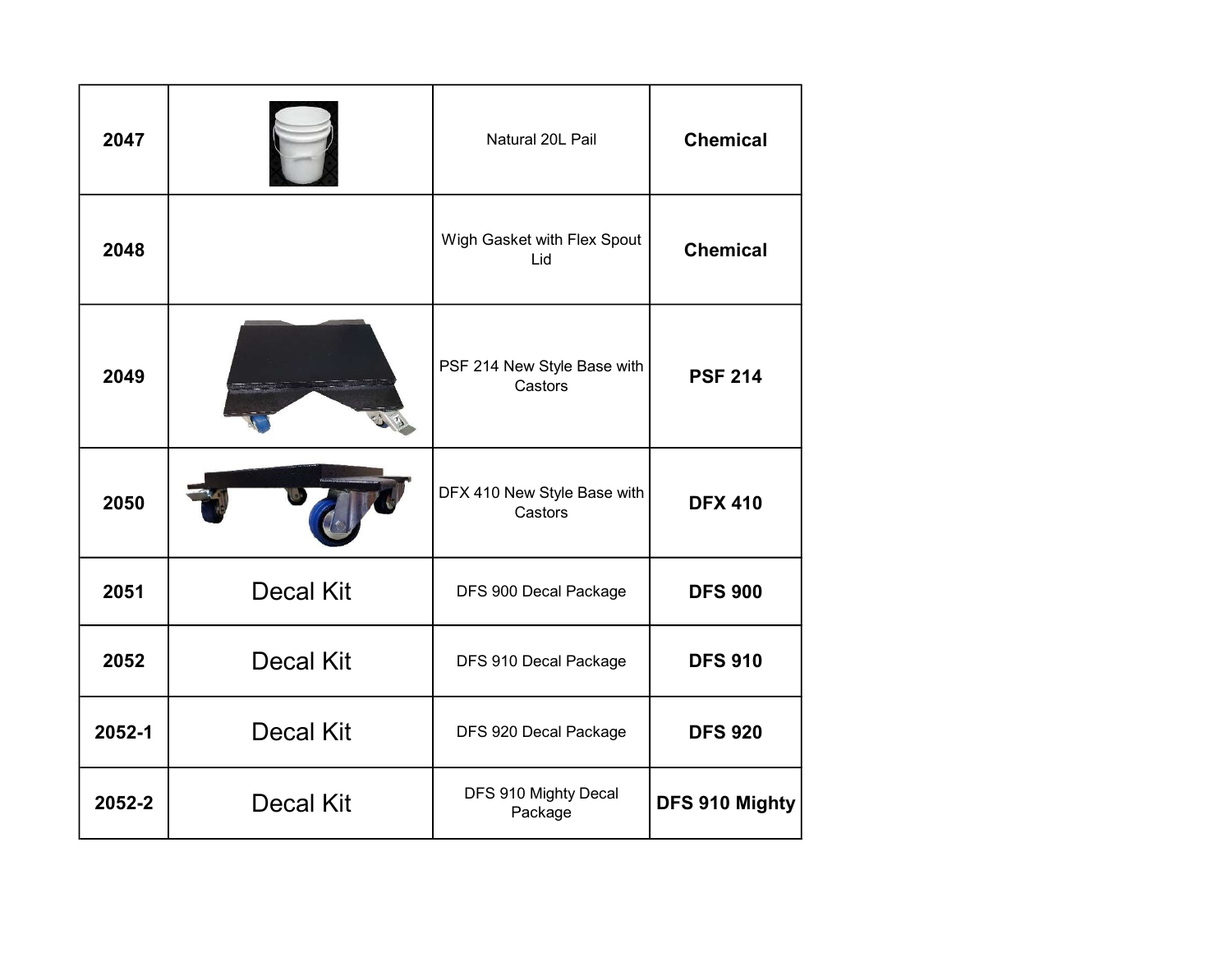| 2047 | | Natural 20L Pail | **Chemical** |
|---|---|---|---|
| 2048 | | Wigh Gasket with Flex Spout Lid | **Chemical** |
| 2049 | | PSF 214 New Style Base with Castors | **PSF 214** |
| 2050 | | DFX 410 New Style Base with Castors | **DFX 410** |
| 2051 | Decal Kit | DFS 900 Decal Package | **DFS 900** |
| 2052 | Decal Kit | DFS 910 Decal Package | **DFS 910** |
| 2052-1 | Decal Kit | DFS 920 Decal Package | **DFS 920** |
| 2052-2 | Decal Kit | DFS 910 Mighty Decal Package | **DFS 910 Mighty** |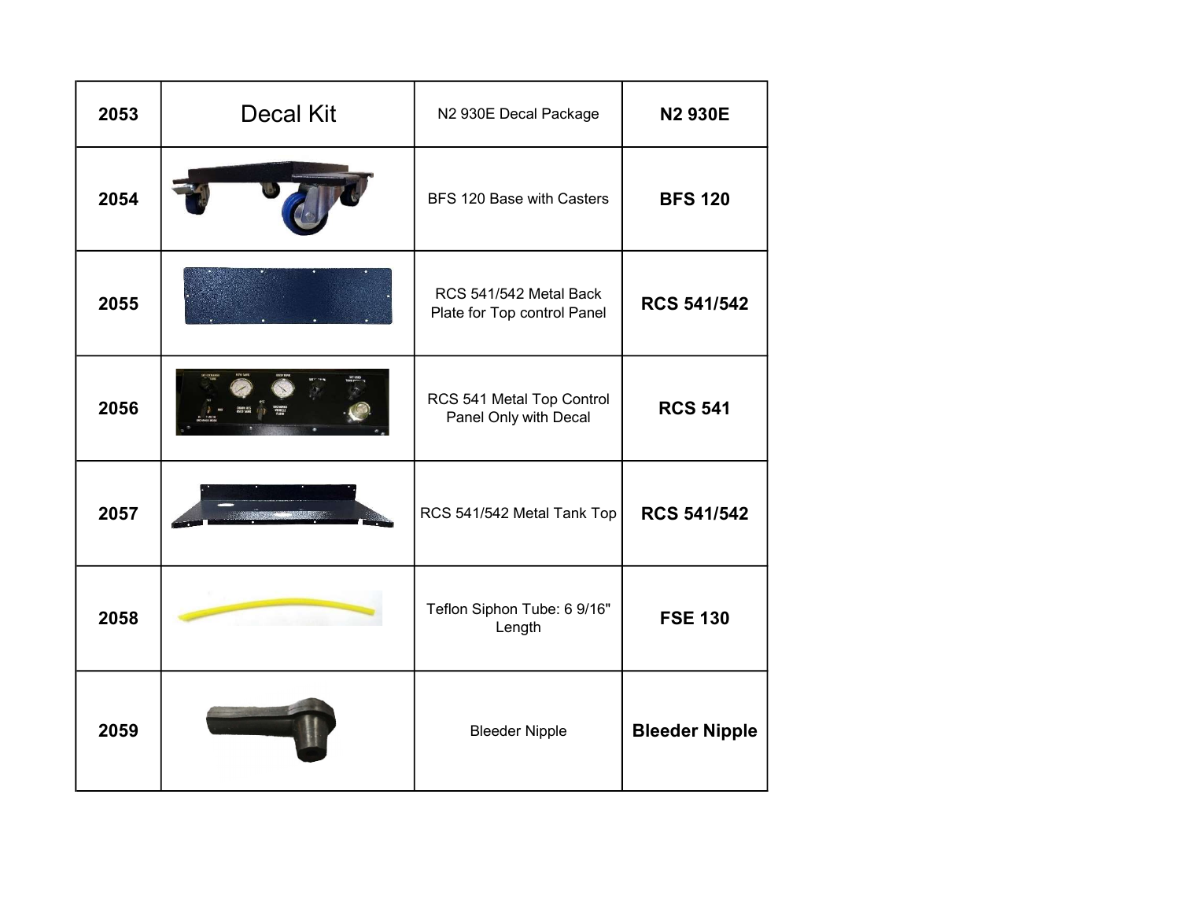| 2053 | Decal Kit | N2 930E Decal Package | **N2 930E** |
|---|---|---|---|
| 2054 | | BFS 120 Base with Casters | **BFS 120** |
| 2055 | | RCS 541/542 Metal Back Plate for Top control Panel | **RCS 541/542** |
| 2056 | | RCS 541 Metal Top Control Panel Only with Decal | **RCS 541** |
| 2057 | | RCS 541/542 Metal Tank Top | **RCS 541/542** |
| 2058 | | Teflon Siphon Tube: 6 9/16" Length | **FSE 130** |
| 2059 | | Bleeder Nipple | **Bleeder Nipple** |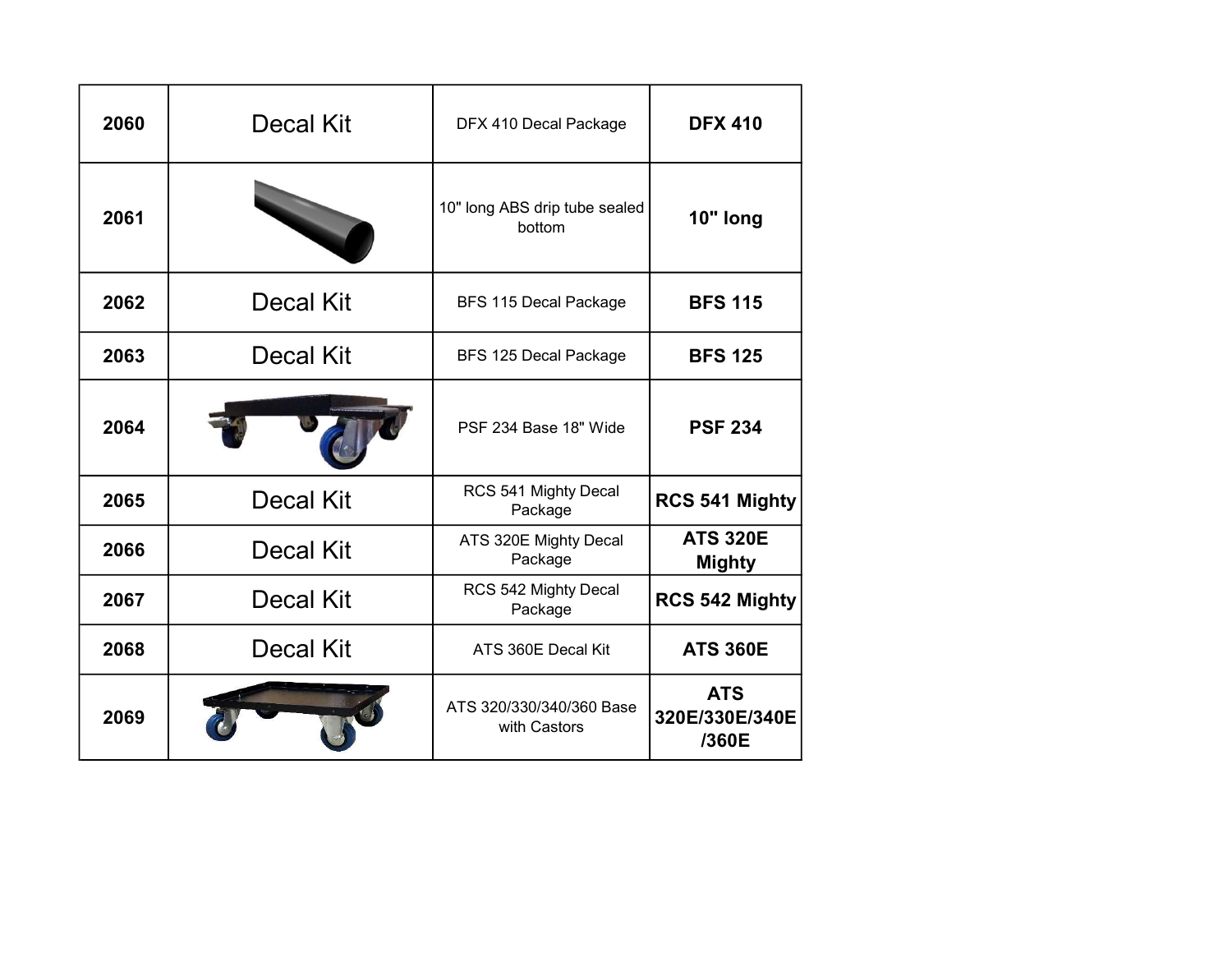| 2060 | Decal Kit | DFX 410 Decal Package | **DFX 410** |
|---|---|---|---|
| 2061 | | 10" long ABS drip tube sealed bottom | **10" long** |
| 2062 | Decal Kit | BFS 115 Decal Package | **BFS 115** |
| 2063 | Decal Kit | BFS 125 Decal Package | **BFS 125** |
| 2064 | | PSF 234 Base 18" Wide | **PSF 234** |
| 2065 | Decal Kit | RCS 541 Mighty Decal Package | **RCS 541 Mighty** |
| 2066 | Decal Kit | ATS 320E Mighty Decal Package | **ATS 320E Mighty** |
| 2067 | Decal Kit | RCS 542 Mighty Decal Package | **RCS 542 Mighty** |
| 2068 | Decal Kit | ATS 360E Decal Kit | **ATS 360E** |
| 2069 | | ATS 320/330/340/360 Base with Castors | **ATS 320E/330E/340E/360E** |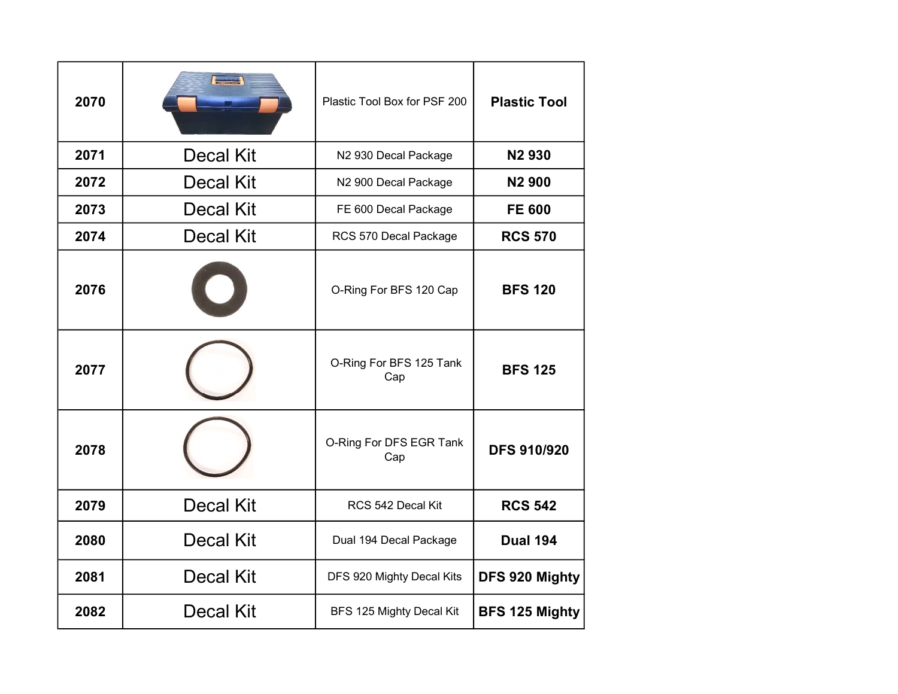| 2070 | | Plastic Tool Box for PSF 200 | **Plastic Tool** |
|---|---|---|---|
| 2071 | Decal Kit | N2 930 Decal Package | **N2 930** |
| 2072 | Decal Kit | N2 900 Decal Package | **N2 900** |
| 2073 | Decal Kit | FE 600 Decal Package | **FE 600** |
| 2074 | Decal Kit | RCS 570 Decal Package | **RCS 570** |
| 2076 | | O-Ring For BFS 120 Cap | **BFS 120** |
| 2077 | | O-Ring For BFS 125 Tank Cap | **BFS 125** |
| 2078 | | O-Ring For DFS EGR Tank Cap | **DFS 910/920** |
| 2079 | Decal Kit | RCS 542 Decal Kit | **RCS 542** |
| 2080 | Decal Kit | Dual 194 Decal Package | **Dual 194** |
| 2081 | Decal Kit | DFS 920 Mighty Decal Kits | **DFS 920 Mighty** |
| 2082 | Decal Kit | BFS 125 Mighty Decal Kit | **BFS 125 Mighty** |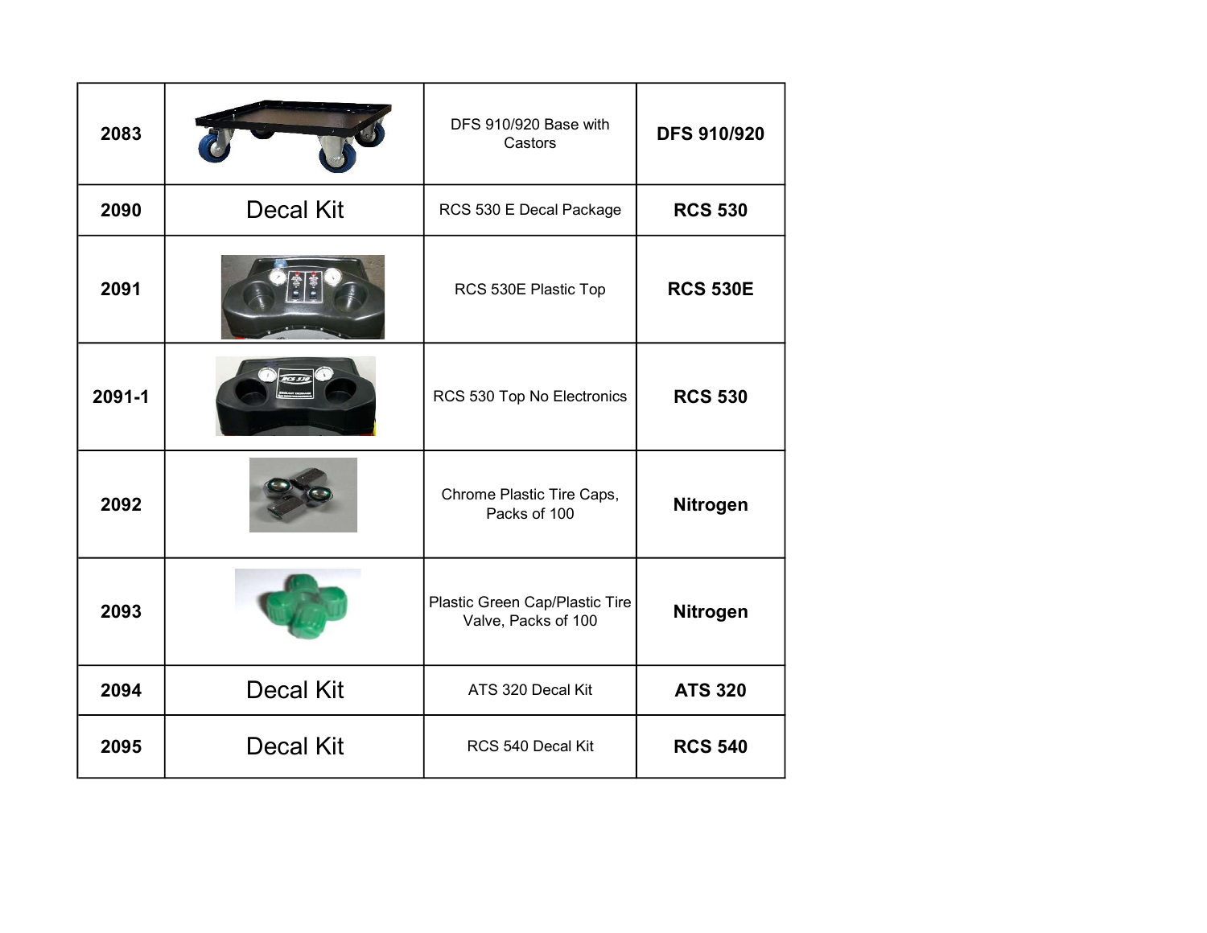| | | | |
|---|---|---|---|
| **2083** | | DFS 910/920 Base with Castors | **DFS 910/920** |
| **2090** | Decal Kit | RCS 530 E Decal Package | **RCS 530** |
| **2091** | | RCS 530E Plastic Top | **RCS 530E** |
| **2091-1** | | RCS 530 Top No Electronics | **RCS 530** |
| **2092** | | Chrome Plastic Tire Caps, Packs of 100 | **Nitrogen** |
| **2093** | | Plastic Green Cap/Plastic Tire Valve, Packs of 100 | **Nitrogen** |
| **2094** | Decal Kit | ATS 320 Decal Kit | **ATS 320** |
| **2095** | Decal Kit | RCS 540 Decal Kit | **RCS 540** |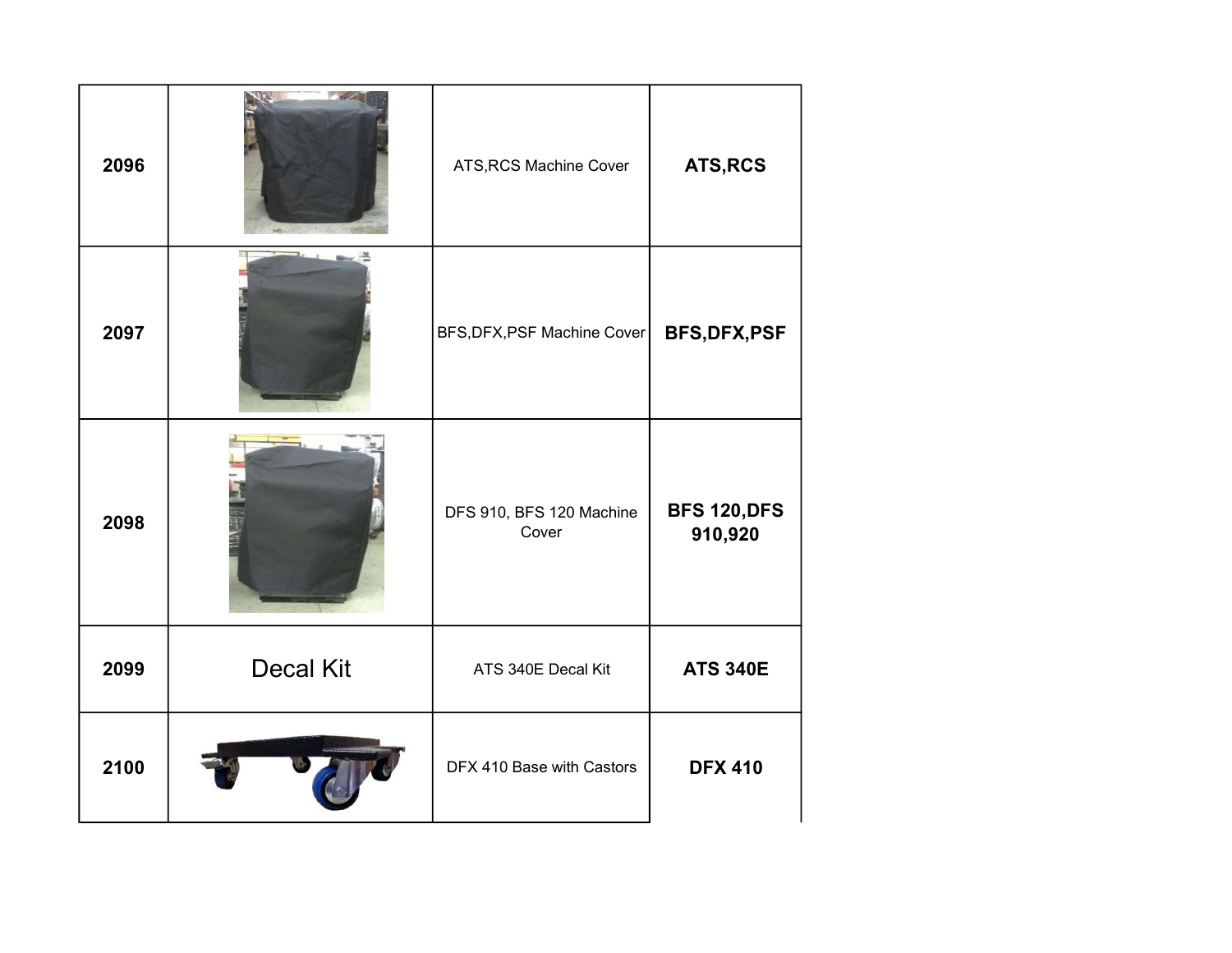| | | | |
|---|---|---|---|
| **2096** | | ATS,RCS Machine Cover | **ATS,RCS** |
| **2097** | | BFS,DFX,PSF Machine Cover | **BFS,DFX,PSF** |
| **2098** | | DFS 910, BFS 120 Machine Cover | **BFS 120,DFS 910,920** |
| **2099** | Decal Kit | ATS 340E Decal Kit | **ATS 340E** |
| **2100** | | DFX 410 Base with Castors | **DFX 410** |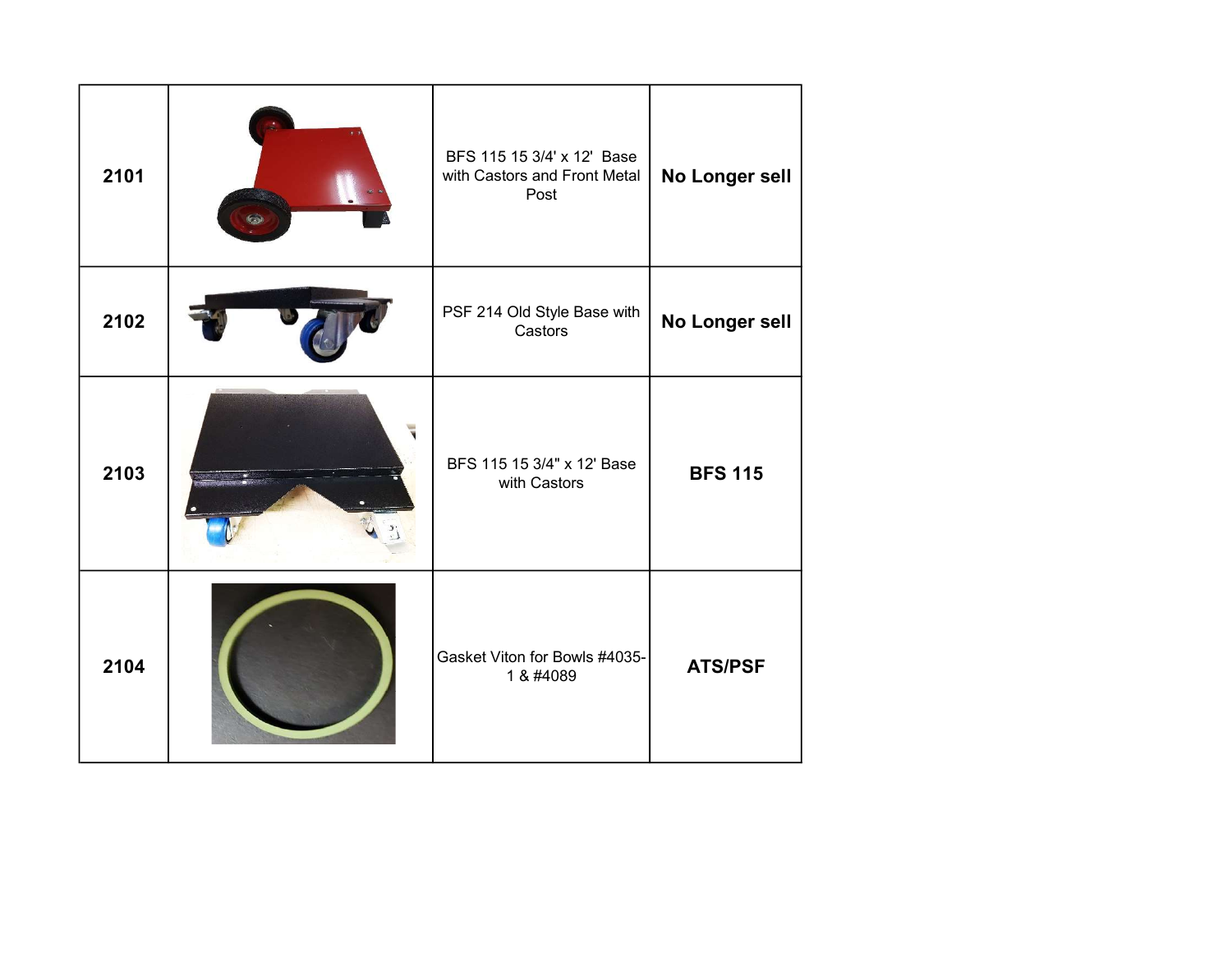| 2101 | | BFS 115 15 3/4' x 12'  Base with Castors and Front Metal Post | **No Longer sell** |
|---|---|---|---|
| 2102 | | PSF 214 Old Style Base with Castors | **No Longer sell** |
| 2103 | | BFS 115 15 3/4" x 12' Base with Castors | **BFS 115** |
| 2104 | | Gasket Viton for Bowls #4035-1 & #4089 | **ATS/PSF** |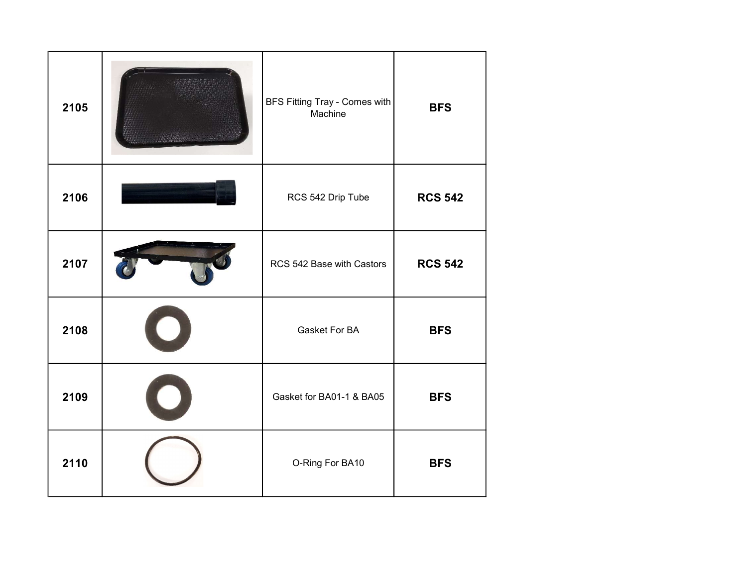| | | | |
|---|---|---|---|
| **2105** | | BFS Fitting Tray - Comes with Machine | **BFS** |
| **2106** | | RCS 542 Drip Tube | **RCS 542** |
| **2107** | | RCS 542 Base with Castors | **RCS 542** |
| **2108** | | Gasket For BA | **BFS** |
| **2109** | | Gasket for BA01-1 & BA05 | **BFS** |
| **2110** | | O-Ring For BA10 | **BFS** |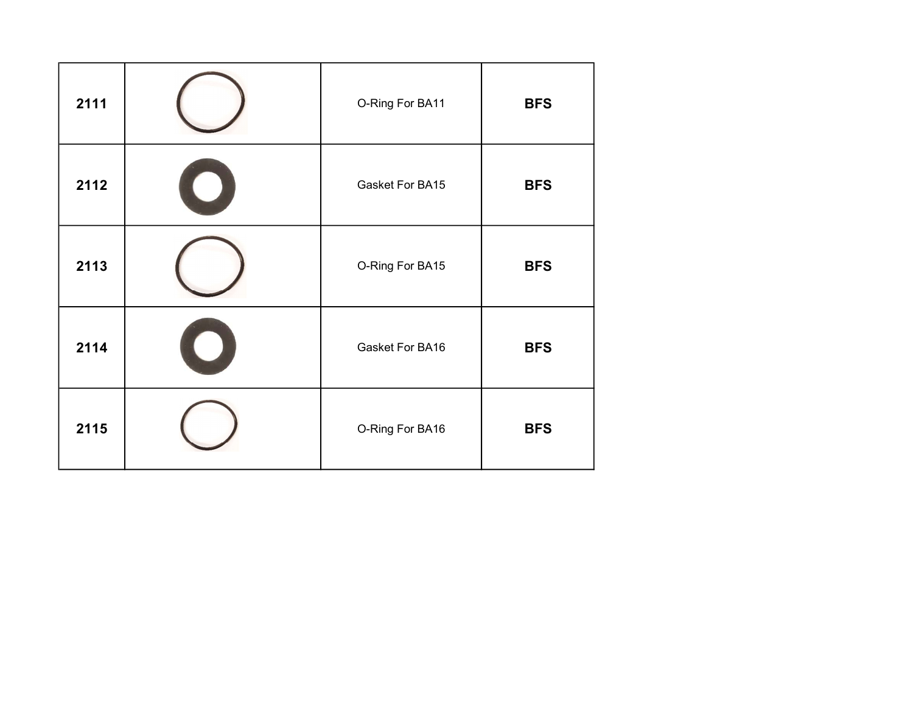| | | | |
|---|---|---|---|
| **2111** | | O-Ring For BA11 | **BFS** |
| **2112** | | Gasket For BA15 | **BFS** |
| **2113** | | O-Ring For BA15 | **BFS** |
| **2114** | | Gasket For BA16 | **BFS** |
| **2115** | | O-Ring For BA16 | **BFS** |